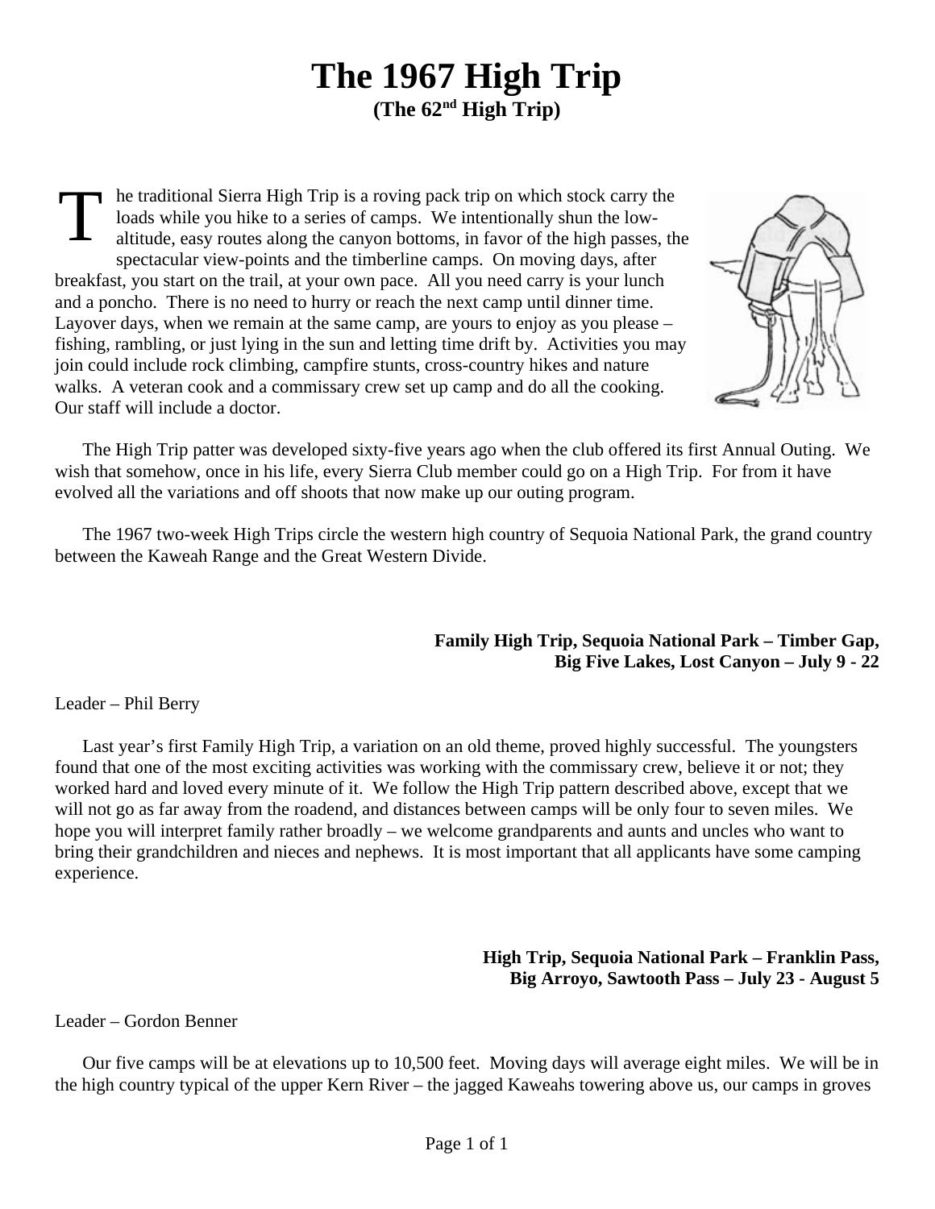# The 1967 High Trip

**(The 62nd High Trip)**

The traditional Sierra High Trip is a roving pack trip on which stock carry the loads while you hike to a series of camps. We intentionally shun the low-altitude, easy routes along the canyon bottoms, in favor of the high passes, the spectacular view-points and the timberline camps. On moving days, after breakfast, you start on the trail, at your own pace. All you need carry is your lunch and a poncho. There is no need to hurry or reach the next camp until dinner time. Layover days, when we remain at the same camp, are yours to enjoy as you please – fishing, rambling, or just lying in the sun and letting time drift by. Activities you may join could include rock climbing, campfire stunts, cross-country hikes and nature walks. A veteran cook and a commissary crew set up camp and do all the cooking. Our staff will include a doctor.

The High Trip patter was developed sixty-five years ago when the club offered its first Annual Outing. We wish that somehow, once in his life, every Sierra Club member could go on a High Trip. For from it have evolved all the variations and off shoots that now make up our outing program.

The 1967 two-week High Trips circle the western high country of Sequoia National Park, the grand country between the Kaweah Range and the Great Western Divide.

**Family High Trip, Sequoia National Park – Timber Gap, Big Five Lakes, Lost Canyon – July 9 - 22**

Leader – Phil Berry

Last year's first Family High Trip, a variation on an old theme, proved highly successful. The youngsters found that one of the most exciting activities was working with the commissary crew, believe it or not; they worked hard and loved every minute of it. We follow the High Trip pattern described above, except that we will not go as far away from the roadend, and distances between camps will be only four to seven miles. We hope you will interpret family rather broadly – we welcome grandparents and aunts and uncles who want to bring their grandchildren and nieces and nephews. It is most important that all applicants have some camping experience.

**High Trip, Sequoia National Park – Franklin Pass, Big Arroyo, Sawtooth Pass – July 23 - August 5**

Leader – Gordon Benner

Our five camps will be at elevations up to 10,500 feet. Moving days will average eight miles. We will be in the high country typical of the upper Kern River – the jagged Kaweahs towering above us, our camps in groves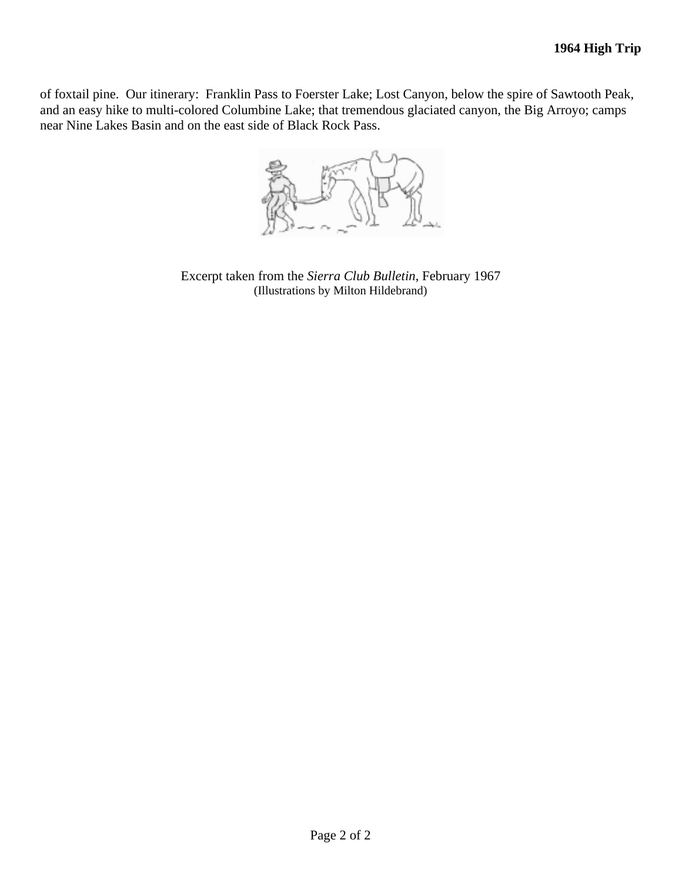of foxtail pine. Our itinerary: Franklin Pass to Foerster Lake; Lost Canyon, below the spire of Sawtooth Peak, and an easy hike to multi-colored Columbine Lake; that tremendous glaciated canyon, the Big Arroyo; camps near Nine Lakes Basin and on the east side of Black Rock Pass.

Excerpt taken from the *Sierra Club Bulletin*, February 1967
(Illustrations by Milton Hildebrand)